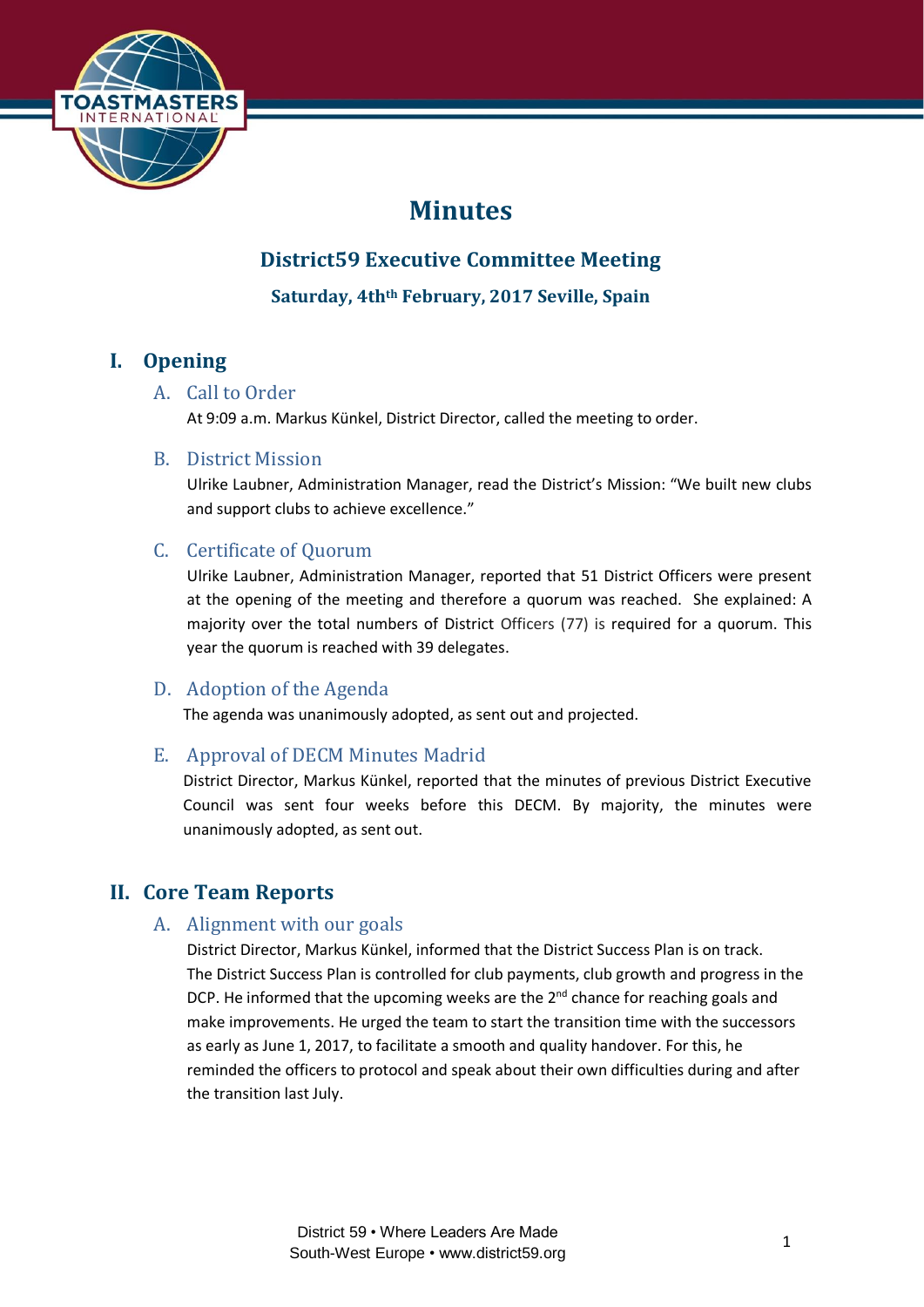# Minutes

## District59 Executive Committee Meeting

### Saturday, 4th[th] February, 2017 Seville, Spain

## I. Opening

### A. Call to Order

At 9:09 a.m. Markus Künkel, District Director, called the meeting to order.

### B. District Mission

Ulrike Laubner, Administration Manager, read the District's Mission: "We built new clubs and support clubs to achieve excellence."

### C. Certificate of Quorum

Ulrike Laubner, Administration Manager, reported that 51 District Officers were present at the opening of the meeting and therefore a quorum was reached. She explained: A majority over the total numbers of District Officers (77) is required for a quorum. This year the quorum is reached with 39 delegates.

### D. Adoption of the Agenda

The agenda was unanimously adopted, as sent out and projected.

### E. Approval of DECM Minutes Madrid

District Director, Markus Künkel, reported that the minutes of previous District Executive Council was sent four weeks before this DECM. By majority, the minutes were unanimously adopted, as sent out.

## II. Core Team Reports

### A. Alignment with our goals

District Director, Markus Künkel, informed that the District Success Plan is on track. The District Success Plan is controlled for club payments, club growth and progress in the DCP. He informed that the upcoming weeks are the 2nd chance for reaching goals and make improvements. He urged the team to start the transition time with the successors as early as June 1, 2017, to facilitate a smooth and quality handover. For this, he reminded the officers to protocol and speak about their own difficulties during and after the transition last July.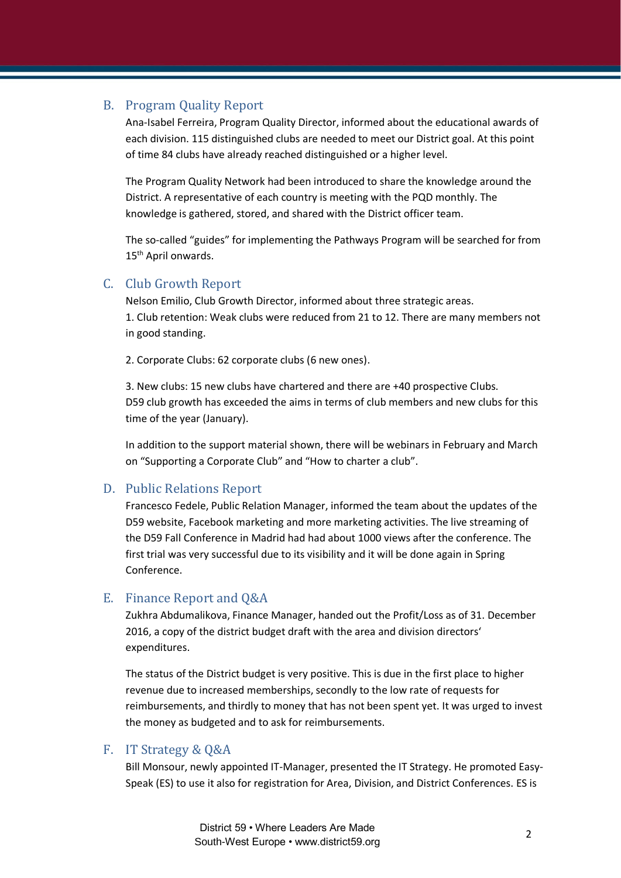## B. Program Quality Report

Ana-Isabel Ferreira, Program Quality Director, informed about the educational awards of each division. 115 distinguished clubs are needed to meet our District goal. At this point of time 84 clubs have already reached distinguished or a higher level.

The Program Quality Network had been introduced to share the knowledge around the District. A representative of each country is meeting with the PQD monthly. The knowledge is gathered, stored, and shared with the District officer team.

The so-called "guides" for implementing the Pathways Program will be searched for from 15th April onwards.

## C. Club Growth Report

Nelson Emilio, Club Growth Director, informed about three strategic areas.

1. Club retention: Weak clubs were reduced from 21 to 12. There are many members not in good standing.

2. Corporate Clubs: 62 corporate clubs (6 new ones).

3. New clubs: 15 new clubs have chartered and there are +40 prospective Clubs.

D59 club growth has exceeded the aims in terms of club members and new clubs for this time of the year (January).

In addition to the support material shown, there will be webinars in February and March on "Supporting a Corporate Club" and "How to charter a club".

## D. Public Relations Report

Francesco Fedele, Public Relation Manager, informed the team about the updates of the D59 website, Facebook marketing and more marketing activities. The live streaming of the D59 Fall Conference in Madrid had had about 1000 views after the conference. The first trial was very successful due to its visibility and it will be done again in Spring Conference.

## E. Finance Report and Q&A

Zukhra Abdumalikova, Finance Manager, handed out the Profit/Loss as of 31. December 2016, a copy of the district budget draft with the area and division directors' expenditures.

The status of the District budget is very positive. This is due in the first place to higher revenue due to increased memberships, secondly to the low rate of requests for reimbursements, and thirdly to money that has not been spent yet. It was urged to invest the money as budgeted and to ask for reimbursements.

## F. IT Strategy & Q&A

Bill Monsour, newly appointed IT-Manager, presented the IT Strategy. He promoted Easy-Speak (ES) to use it also for registration for Area, Division, and District Conferences. ES is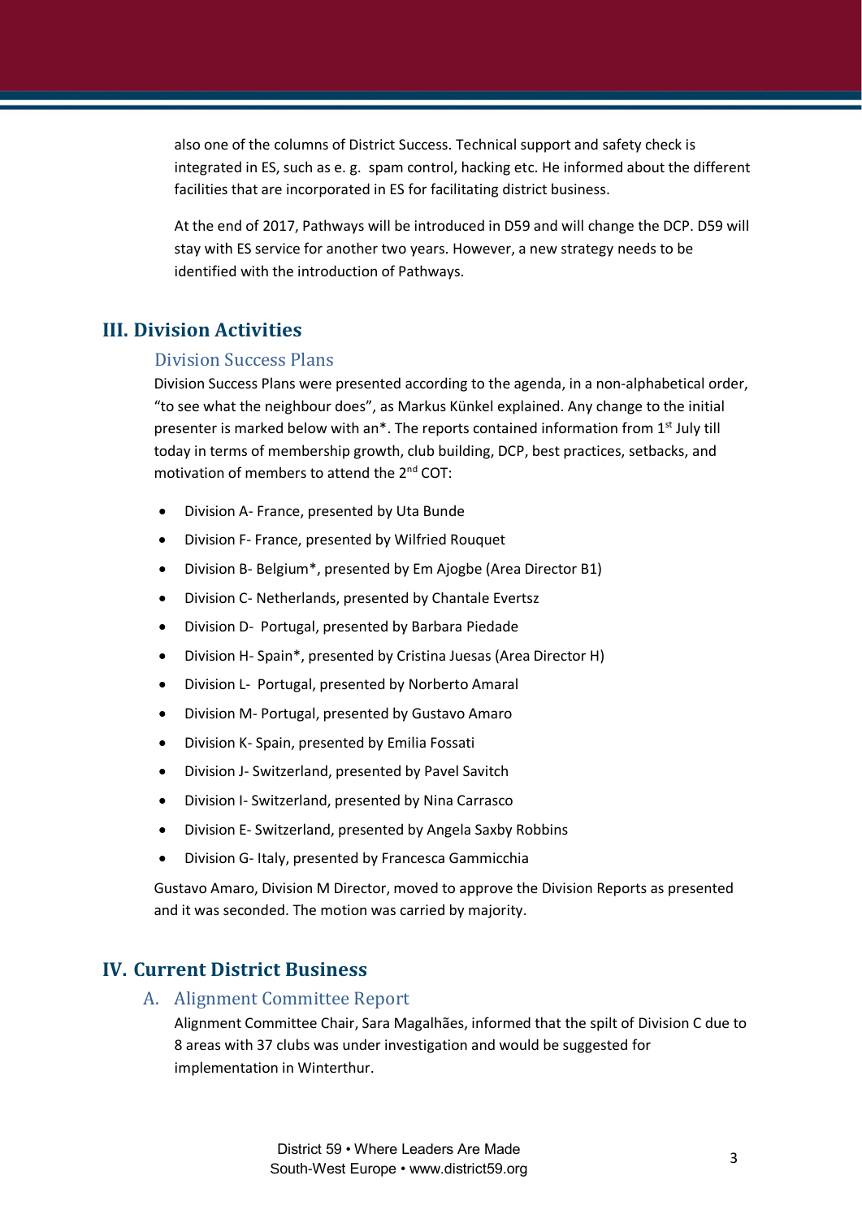also one of the columns of District Success. Technical support and safety check is integrated in ES, such as e. g.  spam control, hacking etc. He informed about the different facilities that are incorporated in ES for facilitating district business.

At the end of 2017, Pathways will be introduced in D59 and will change the DCP. D59 will stay with ES service for another two years. However, a new strategy needs to be identified with the introduction of Pathways.

## III. Division Activities

### Division Success Plans

Division Success Plans were presented according to the agenda, in a non-alphabetical order, "to see what the neighbour does", as Markus Künkel explained. Any change to the initial presenter is marked below with an*. The reports contained information from 1st July till today in terms of membership growth, club building, DCP, best practices, setbacks, and motivation of members to attend the 2nd COT:

- Division A- France, presented by Uta Bunde
- Division F- France, presented by Wilfried Rouquet
- Division B- Belgium*, presented by Em Ajogbe (Area Director B1)
- Division C- Netherlands, presented by Chantale Evertsz
- Division D-  Portugal, presented by Barbara Piedade
- Division H- Spain*, presented by Cristina Juesas (Area Director H)
- Division L-  Portugal, presented by Norberto Amaral
- Division M- Portugal, presented by Gustavo Amaro
- Division K- Spain, presented by Emilia Fossati
- Division J- Switzerland, presented by Pavel Savitch
- Division I- Switzerland, presented by Nina Carrasco
- Division E- Switzerland, presented by Angela Saxby Robbins
- Division G- Italy, presented by Francesca Gammicchia

Gustavo Amaro, Division M Director, moved to approve the Division Reports as presented and it was seconded. The motion was carried by majority.

## IV. Current District Business

### A. Alignment Committee Report

Alignment Committee Chair, Sara Magalhães, informed that the spilt of Division C due to 8 areas with 37 clubs was under investigation and would be suggested for implementation in Winterthur.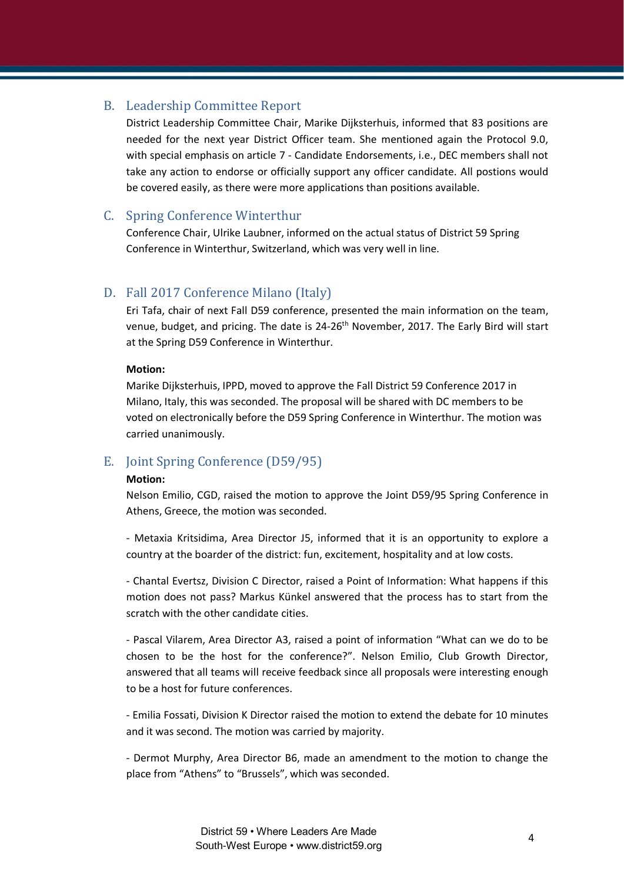## B. Leadership Committee Report

District Leadership Committee Chair, Marike Dijksterhuis, informed that 83 positions are needed for the next year District Officer team. She mentioned again the Protocol 9.0, with special emphasis on article 7 - Candidate Endorsements, i.e., DEC members shall not take any action to endorse or officially support any officer candidate. All postions would be covered easily, as there were more applications than positions available.

## C. Spring Conference Winterthur

Conference Chair, Ulrike Laubner, informed on the actual status of District 59 Spring Conference in Winterthur, Switzerland, which was very well in line.

## D. Fall 2017 Conference Milano (Italy)

Eri Tafa, chair of next Fall D59 conference, presented the main information on the team, venue, budget, and pricing. The date is 24-26th November, 2017. The Early Bird will start at the Spring D59 Conference in Winterthur.

**Motion:**

Marike Dijksterhuis, IPPD, moved to approve the Fall District 59 Conference 2017 in Milano, Italy, this was seconded. The proposal will be shared with DC members to be voted on electronically before the D59 Spring Conference in Winterthur. The motion was carried unanimously.

## E. Joint Spring Conference (D59/95)

**Motion:**

Nelson Emilio, CGD, raised the motion to approve the Joint D59/95 Spring Conference in Athens, Greece, the motion was seconded.

- Metaxia Kritsidima, Area Director J5, informed that it is an opportunity to explore a country at the boarder of the district: fun, excitement, hospitality and at low costs.

- Chantal Evertsz, Division C Director, raised a Point of Information: What happens if this motion does not pass? Markus Künkel answered that the process has to start from the scratch with the other candidate cities.

- Pascal Vilarem, Area Director A3, raised a point of information "What can we do to be chosen to be the host for the conference?". Nelson Emilio, Club Growth Director, answered that all teams will receive feedback since all proposals were interesting enough to be a host for future conferences.

- Emilia Fossati, Division K Director raised the motion to extend the debate for 10 minutes and it was second. The motion was carried by majority.

- Dermot Murphy, Area Director B6, made an amendment to the motion to change the place from "Athens" to "Brussels", which was seconded.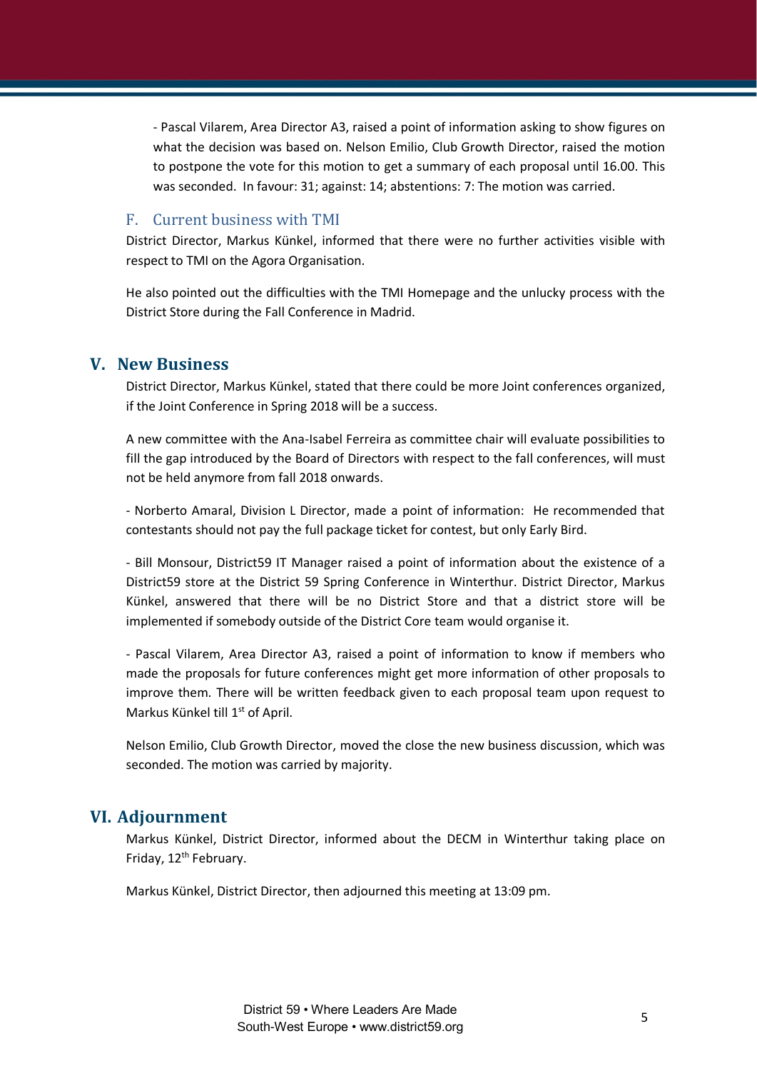- Pascal Vilarem, Area Director A3, raised a point of information asking to show figures on what the decision was based on. Nelson Emilio, Club Growth Director, raised the motion to postpone the vote for this motion to get a summary of each proposal until 16.00. This was seconded. In favour: 31; against: 14; abstentions: 7: The motion was carried.

### F. Current business with TMI

District Director, Markus Künkel, informed that there were no further activities visible with respect to TMI on the Agora Organisation.

He also pointed out the difficulties with the TMI Homepage and the unlucky process with the District Store during the Fall Conference in Madrid.

## V. New Business

District Director, Markus Künkel, stated that there could be more Joint conferences organized, if the Joint Conference in Spring 2018 will be a success.

A new committee with the Ana-Isabel Ferreira as committee chair will evaluate possibilities to fill the gap introduced by the Board of Directors with respect to the fall conferences, will must not be held anymore from fall 2018 onwards.

- Norberto Amaral, Division L Director, made a point of information: He recommended that contestants should not pay the full package ticket for contest, but only Early Bird.

- Bill Monsour, District59 IT Manager raised a point of information about the existence of a District59 store at the District 59 Spring Conference in Winterthur. District Director, Markus Künkel, answered that there will be no District Store and that a district store will be implemented if somebody outside of the District Core team would organise it.

- Pascal Vilarem, Area Director A3, raised a point of information to know if members who made the proposals for future conferences might get more information of other proposals to improve them. There will be written feedback given to each proposal team upon request to Markus Künkel till 1st of April.

Nelson Emilio, Club Growth Director, moved the close the new business discussion, which was seconded. The motion was carried by majority.

## VI. Adjournment

Markus Künkel, District Director, informed about the DECM in Winterthur taking place on Friday, 12th February.

Markus Künkel, District Director, then adjourned this meeting at 13:09 pm.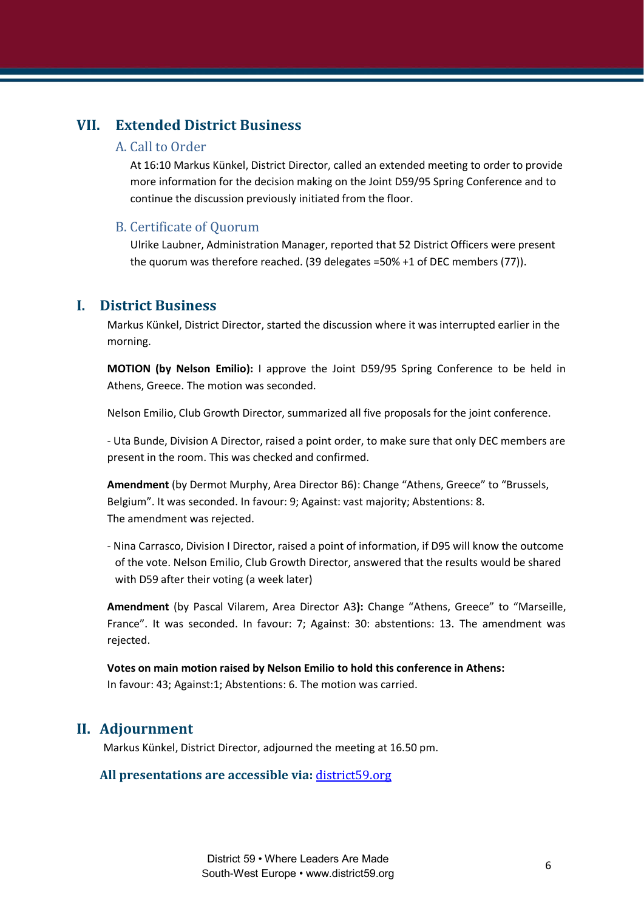## VII. Extended District Business

### A. Call to Order

At 16:10 Markus Künkel, District Director, called an extended meeting to order to provide more information for the decision making on the Joint D59/95 Spring Conference and to continue the discussion previously initiated from the floor.

### B. Certificate of Quorum

Ulrike Laubner, Administration Manager, reported that 52 District Officers were present the quorum was therefore reached. (39 delegates =50% +1 of DEC members (77)).

## I. District Business

Markus Künkel, District Director, started the discussion where it was interrupted earlier in the morning.

**MOTION (by Nelson Emilio):** I approve the Joint D59/95 Spring Conference to be held in Athens, Greece. The motion was seconded.

Nelson Emilio, Club Growth Director, summarized all five proposals for the joint conference.

- Uta Bunde, Division A Director, raised a point order, to make sure that only DEC members are present in the room. This was checked and confirmed.

**Amendment** (by Dermot Murphy, Area Director B6): Change “Athens, Greece” to “Brussels, Belgium”. It was seconded. In favour: 9; Against: vast majority; Abstentions: 8.
The amendment was rejected.

- Nina Carrasco, Division I Director, raised a point of information, if D95 will know the outcome of the vote. Nelson Emilio, Club Growth Director, answered that the results would be shared with D59 after their voting (a week later)

**Amendment** (by Pascal Vilarem, Area Director A3**):** Change “Athens, Greece” to “Marseille, France”. It was seconded. In favour: 7; Against: 30: abstentions: 13. The amendment was rejected.

**Votes on main motion raised by Nelson Emilio to hold this conference in Athens:**
In favour: 43; Against:1; Abstentions: 6. The motion was carried.

## II. Adjournment

Markus Künkel, District Director, adjourned the meeting at 16.50 pm.

**All presentations are accessible via:** district59.org